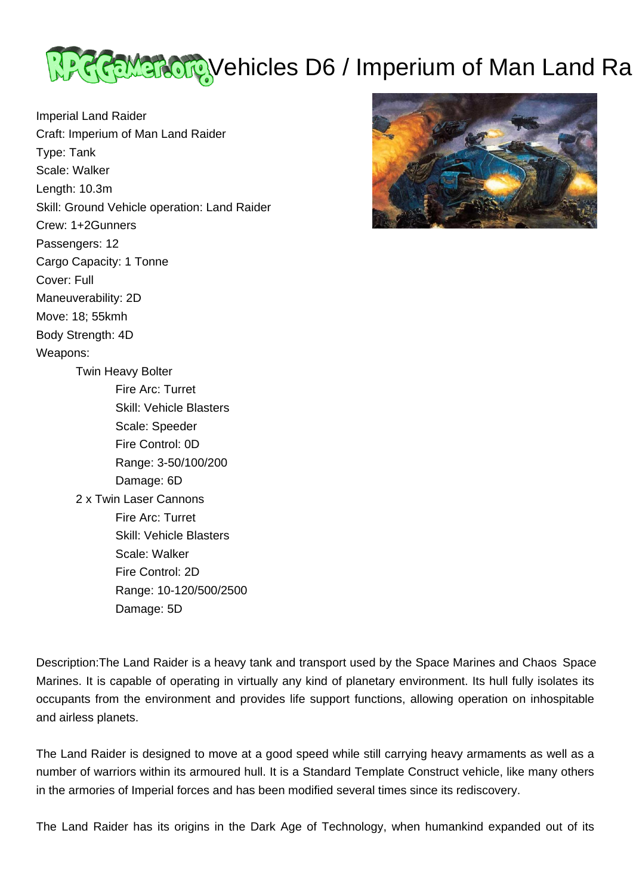# Vehicles D6 / Imperium of Man Land Ra

Imperial Land Raider
Craft: Imperium of Man Land Raider
Type: Tank
Scale: Walker
Length: 10.3m
Skill: Ground Vehicle operation: Land Raider
Crew: 1+2Gunners
Passengers: 12
Cargo Capacity: 1 Tonne
Cover: Full
Maneuverability: 2D
Move: 18; 55kmh
Body Strength: 4D
Weapons:

- Twin Heavy Bolter
  - Fire Arc: Turret
  - Skill: Vehicle Blasters
  - Scale: Speeder
  - Fire Control: 0D
  - Range: 3-50/100/200
  - Damage: 6D
- 2 x Twin Laser Cannons
  - Fire Arc: Turret
  - Skill: Vehicle Blasters
  - Scale: Walker
  - Fire Control: 2D
  - Range: 10-120/500/2500
  - Damage: 5D

Description:The Land Raider is a heavy tank and transport used by the Space Marines and Chaos Space Marines. It is capable of operating in virtually any kind of planetary environment. Its hull fully isolates its occupants from the environment and provides life support functions, allowing operation on inhospitable and airless planets.

The Land Raider is designed to move at a good speed while still carrying heavy armaments as well as a number of warriors within its armoured hull. It is a Standard Template Construct vehicle, like many others in the armories of Imperial forces and has been modified several times since its rediscovery.

The Land Raider has its origins in the Dark Age of Technology, when humankind expanded out of its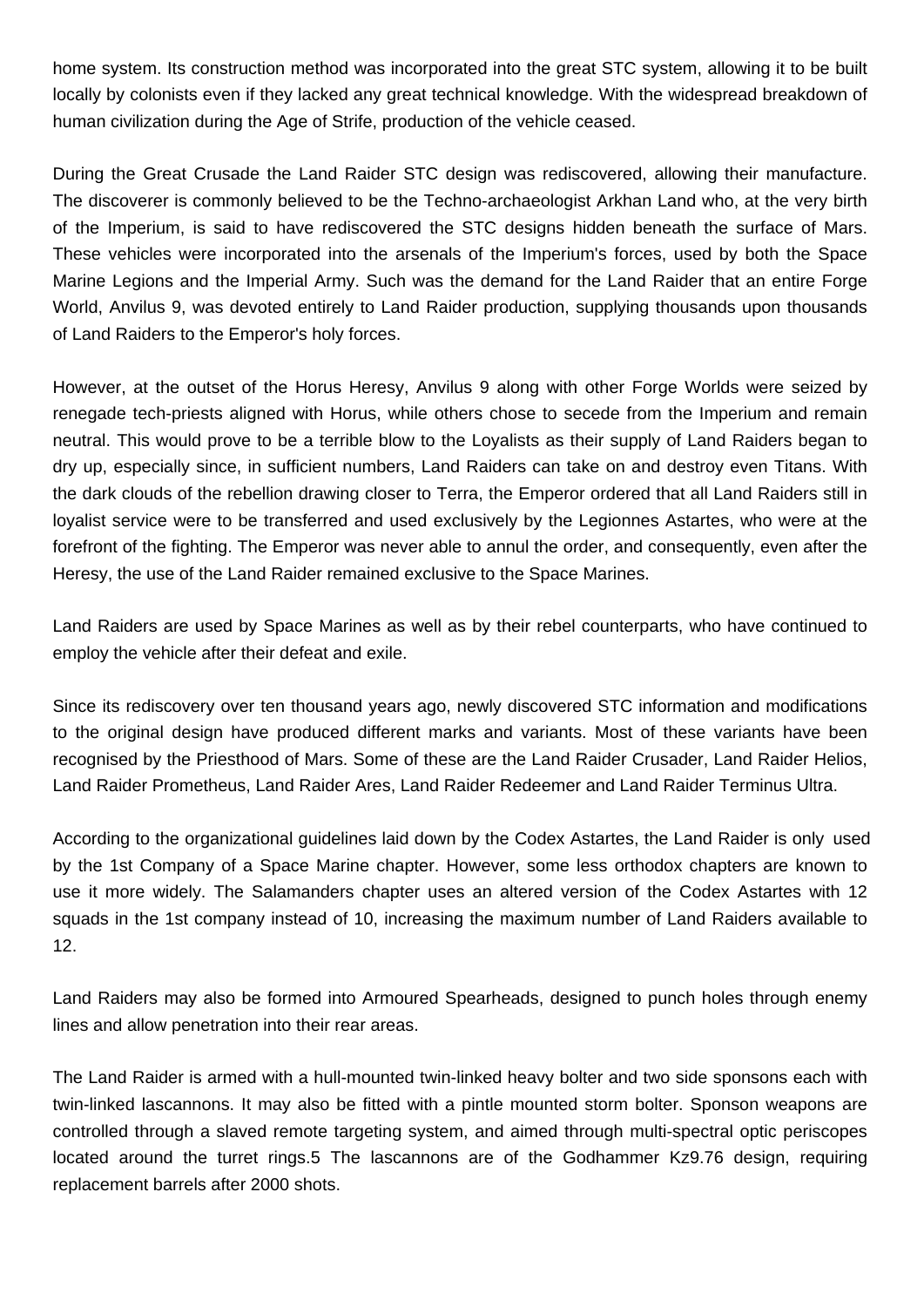home system. Its construction method was incorporated into the great STC system, allowing it to be built locally by colonists even if they lacked any great technical knowledge. With the widespread breakdown of human civilization during the Age of Strife, production of the vehicle ceased.

During the Great Crusade the Land Raider STC design was rediscovered, allowing their manufacture. The discoverer is commonly believed to be the Techno-archaeologist Arkhan Land who, at the very birth of the Imperium, is said to have rediscovered the STC designs hidden beneath the surface of Mars. These vehicles were incorporated into the arsenals of the Imperium's forces, used by both the Space Marine Legions and the Imperial Army. Such was the demand for the Land Raider that an entire Forge World, Anvilus 9, was devoted entirely to Land Raider production, supplying thousands upon thousands of Land Raiders to the Emperor's holy forces.

However, at the outset of the Horus Heresy, Anvilus 9 along with other Forge Worlds were seized by renegade tech-priests aligned with Horus, while others chose to secede from the Imperium and remain neutral. This would prove to be a terrible blow to the Loyalists as their supply of Land Raiders began to dry up, especially since, in sufficient numbers, Land Raiders can take on and destroy even Titans. With the dark clouds of the rebellion drawing closer to Terra, the Emperor ordered that all Land Raiders still in loyalist service were to be transferred and used exclusively by the Legionnes Astartes, who were at the forefront of the fighting. The Emperor was never able to annul the order, and consequently, even after the Heresy, the use of the Land Raider remained exclusive to the Space Marines.

Land Raiders are used by Space Marines as well as by their rebel counterparts, who have continued to employ the vehicle after their defeat and exile.

Since its rediscovery over ten thousand years ago, newly discovered STC information and modifications to the original design have produced different marks and variants. Most of these variants have been recognised by the Priesthood of Mars. Some of these are the Land Raider Crusader, Land Raider Helios, Land Raider Prometheus, Land Raider Ares, Land Raider Redeemer and Land Raider Terminus Ultra.

According to the organizational guidelines laid down by the Codex Astartes, the Land Raider is only used by the 1st Company of a Space Marine chapter. However, some less orthodox chapters are known to use it more widely. The Salamanders chapter uses an altered version of the Codex Astartes with 12 squads in the 1st company instead of 10, increasing the maximum number of Land Raiders available to 12.

Land Raiders may also be formed into Armoured Spearheads, designed to punch holes through enemy lines and allow penetration into their rear areas.

The Land Raider is armed with a hull-mounted twin-linked heavy bolter and two side sponsons each with twin-linked lascannons. It may also be fitted with a pintle mounted storm bolter. Sponson weapons are controlled through a slaved remote targeting system, and aimed through multi-spectral optic periscopes located around the turret rings.[5] The lascannons are of the Godhammer Kz9.76 design, requiring replacement barrels after 2000 shots.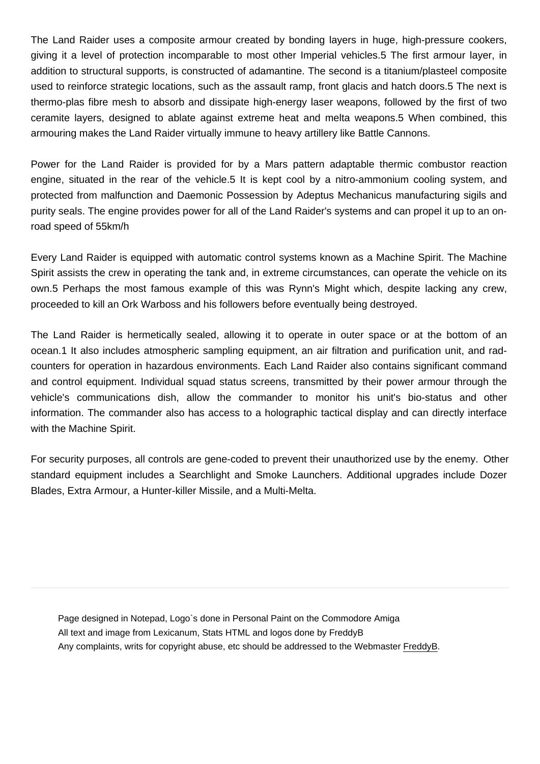The Land Raider uses a composite armour created by bonding layers in huge, high-pressure cookers, giving it a level of protection incomparable to most other Imperial vehicles.5 The first armour layer, in addition to structural supports, is constructed of adamantine. The second is a titanium/plasteel composite used to reinforce strategic locations, such as the assault ramp, front glacis and hatch doors.5 The next is thermo-plas fibre mesh to absorb and dissipate high-energy laser weapons, followed by the first of two ceramite layers, designed to ablate against extreme heat and melta weapons.5 When combined, this armouring makes the Land Raider virtually immune to heavy artillery like Battle Cannons.

Power for the Land Raider is provided for by a Mars pattern adaptable thermic combustor reaction engine, situated in the rear of the vehicle.5 It is kept cool by a nitro-ammonium cooling system, and protected from malfunction and Daemonic Possession by Adeptus Mechanicus manufacturing sigils and purity seals. The engine provides power for all of the Land Raider's systems and can propel it up to an on-road speed of 55km/h

Every Land Raider is equipped with automatic control systems known as a Machine Spirit. The Machine Spirit assists the crew in operating the tank and, in extreme circumstances, can operate the vehicle on its own.5 Perhaps the most famous example of this was Rynn's Might which, despite lacking any crew, proceeded to kill an Ork Warboss and his followers before eventually being destroyed.

The Land Raider is hermetically sealed, allowing it to operate in outer space or at the bottom of an ocean.1 It also includes atmospheric sampling equipment, an air filtration and purification unit, and rad-counters for operation in hazardous environments. Each Land Raider also contains significant command and control equipment. Individual squad status screens, transmitted by their power armour through the vehicle's communications dish, allow the commander to monitor his unit's bio-status and other information. The commander also has access to a holographic tactical display and can directly interface with the Machine Spirit.

For security purposes, all controls are gene-coded to prevent their unauthorized use by the enemy. Other standard equipment includes a Searchlight and Smoke Launchers. Additional upgrades include Dozer Blades, Extra Armour, a Hunter-killer Missile, and a Multi-Melta.

---

Page designed in Notepad, Logo`s done in Personal Paint on the Commodore Amiga
All text and image from Lexicanum, Stats HTML and logos done by FreddyB
Any complaints, writs for copyright abuse, etc should be addressed to the Webmaster FreddyB.